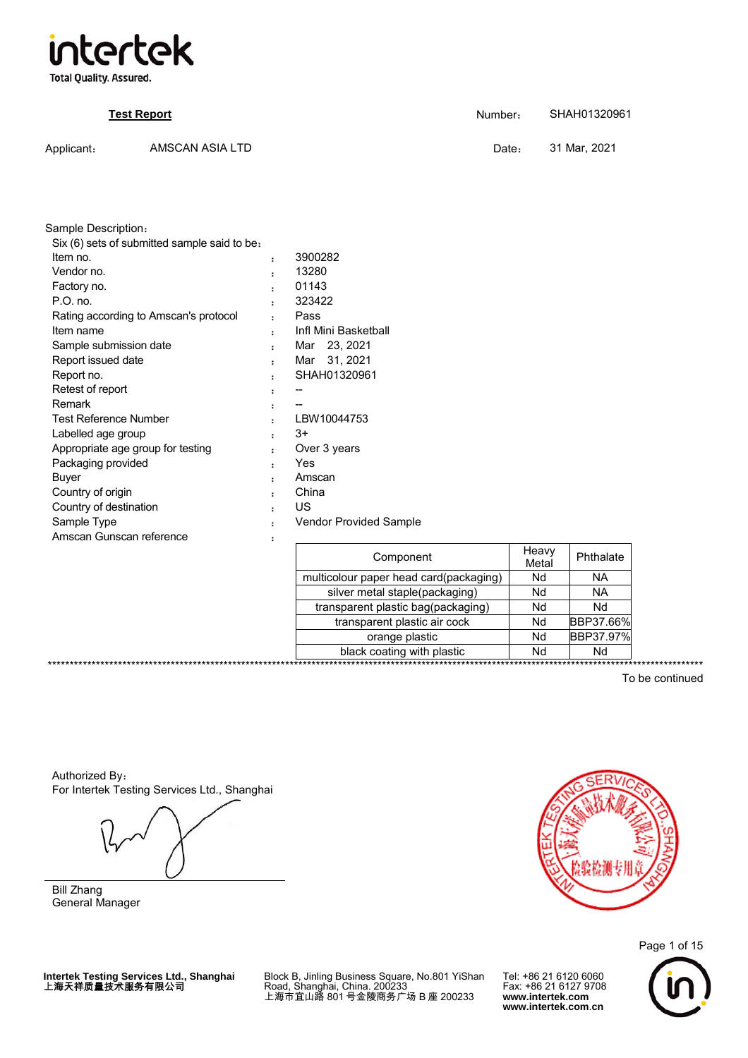**Test Report**

Number: SHAH01320961

Applicant: AMSCAN ASIA LTD

Date: 31 Mar, 2021

Sample Description:

Six (6) sets of submitted sample said to be:

| | | |
|---|---|---|
| Item no. | : | 3900282 |
| Vendor no. | : | 13280 |
| Factory no. | : | 01143 |
| P.O. no. | : | 323422 |
| Rating according to Amscan's protocol | : | Pass |
| Item name | : | Infl Mini Basketball |
| Sample submission date | : | Mar 23, 2021 |
| Report issued date | : | Mar 31, 2021 |
| Report no. | : | SHAH01320961 |
| Retest of report | : | -- |
| Remark | : | -- |
| Test Reference Number | : | LBW10044753 |
| Labelled age group | : | 3+ |
| Appropriate age group for testing | : | Over 3 years |
| Packaging provided | : | Yes |
| Buyer | : | Amscan |
| Country of origin | : | China |
| Country of destination | : | US |
| Sample Type | : | Vendor Provided Sample |
| Amscan Gunscan reference | : | |

| Component | Heavy Metal | Phthalate |
|---|---|---|
| multicolour paper head card(packaging) | Nd | NA |
| silver metal staple(packaging) | Nd | NA |
| transparent plastic bag(packaging) | Nd | Nd |
| transparent plastic air cock | Nd | BBP37.66% |
| orange plastic | Nd | BBP37.97% |
| black coating with plastic | Nd | Nd |

To be continued

Authorized By:

For Intertek Testing Services Ltd., Shanghai

Bill Zhang

General Manager

Intertek Testing Services Ltd., Shanghai
上海天祥质量技术服务有限公司

Block B, Jinling Business Square, No.801 YiShan Road, Shanghai, China. 200233
上海市宜山路 801 号金陵商务广场 B 座 200233

Tel: +86 21 6120 6060
Fax: +86 21 6127 9708
www.intertek.com
www.intertek.com.cn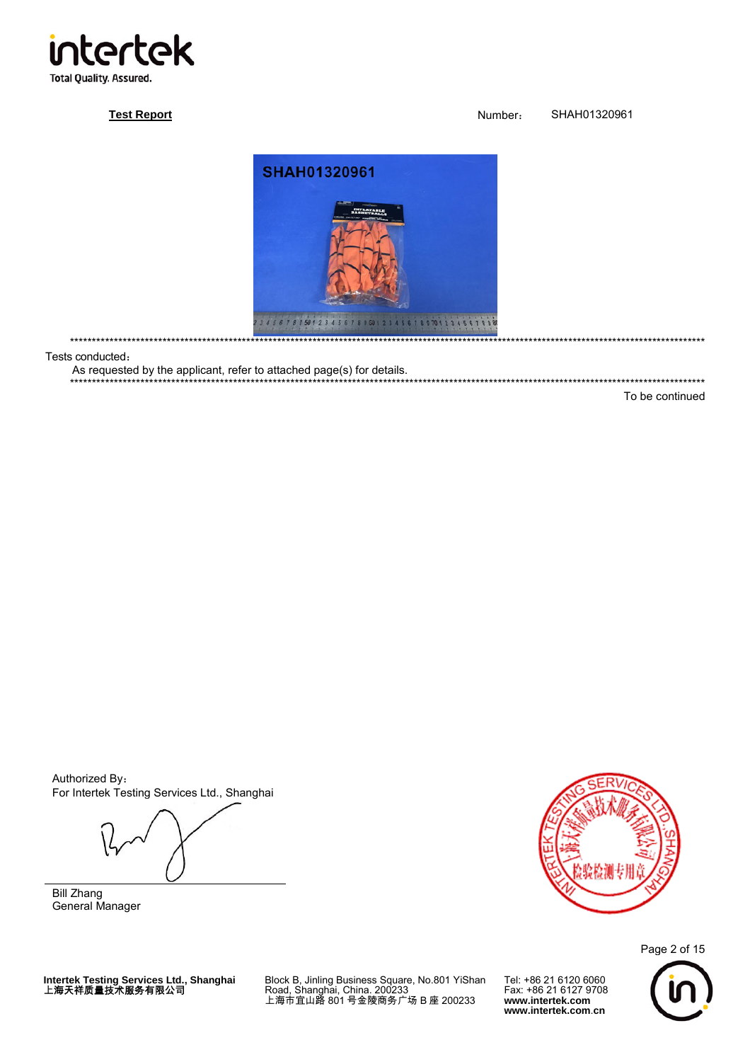**Test Report**

Number： SHAH01320961

---

Tests conducted：

As requested by the applicant, refer to attached page(s) for details.

---

To be continued

Authorized By：
For Intertek Testing Services Ltd., Shanghai

Bill Zhang
General Manager

**Intertek Testing Services Ltd., Shanghai**
**上海天祥质量技术服务有限公司**

Block B, Jinling Business Square, No.801 YiShan Road, Shanghai, China. 200233
上海市宜山路 801 号金陵商务广场 B 座 200233

Tel: +86 21 6120 6060
Fax: +86 21 6127 9708
**www.intertek.com**
**www.intertek.com.cn**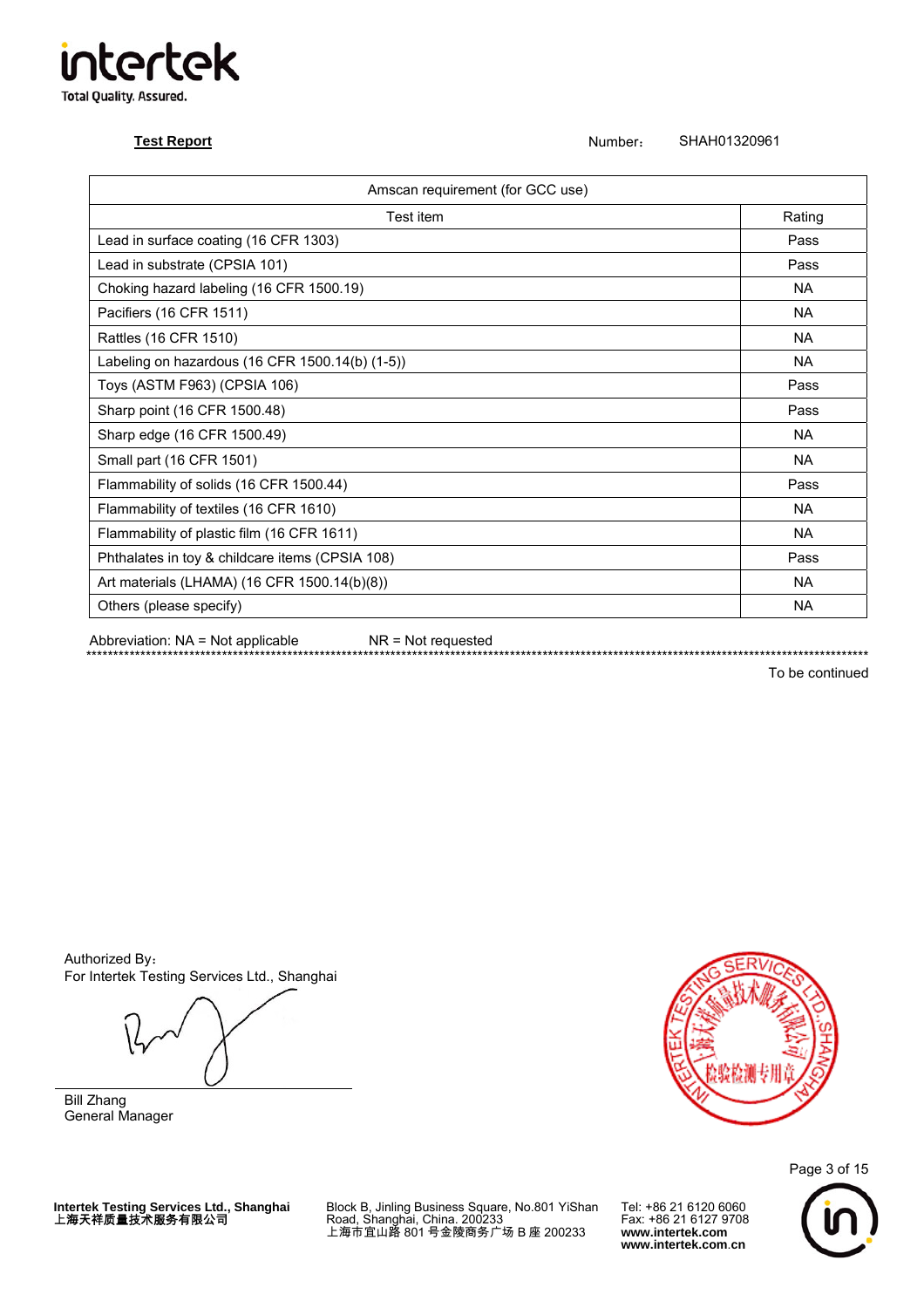**Test Report**　　　　　　　　　　　　　　　　Number：　SHAH01320961

| Amscan requirement (for GCC use) | |
|---|---|
| Test item | Rating |
| Lead in surface coating (16 CFR 1303) | Pass |
| Lead in substrate (CPSIA 101) | Pass |
| Choking hazard labeling (16 CFR 1500.19) | NA |
| Pacifiers (16 CFR 1511) | NA |
| Rattles (16 CFR 1510) | NA |
| Labeling on hazardous (16 CFR 1500.14(b) (1-5)) | NA |
| Toys (ASTM F963) (CPSIA 106) | Pass |
| Sharp point (16 CFR 1500.48) | Pass |
| Sharp edge (16 CFR 1500.49) | NA |
| Small part (16 CFR 1501) | NA |
| Flammability of solids (16 CFR 1500.44) | Pass |
| Flammability of textiles (16 CFR 1610) | NA |
| Flammability of plastic film (16 CFR 1611) | NA |
| Phthalates in toy & childcare items (CPSIA 108) | Pass |
| Art materials (LHAMA) (16 CFR 1500.14(b)(8)) | NA |
| Others (please specify) | NA |

Abbreviation: NA = Not applicable　　　　NR = Not requested

To be continued

Authorized By：
For Intertek Testing Services Ltd., Shanghai

Bill Zhang
General Manager

Intertek Testing Services Ltd., Shanghai
上海天祥质量技术服务有限公司

Block B, Jinling Business Square, No.801 YiShan Road, Shanghai, China. 200233
上海市宜山路 801 号金陵商务广场 B 座 200233

Tel: +86 21 6120 6060
Fax: +86 21 6127 9708
www.intertek.com
www.intertek.com.cn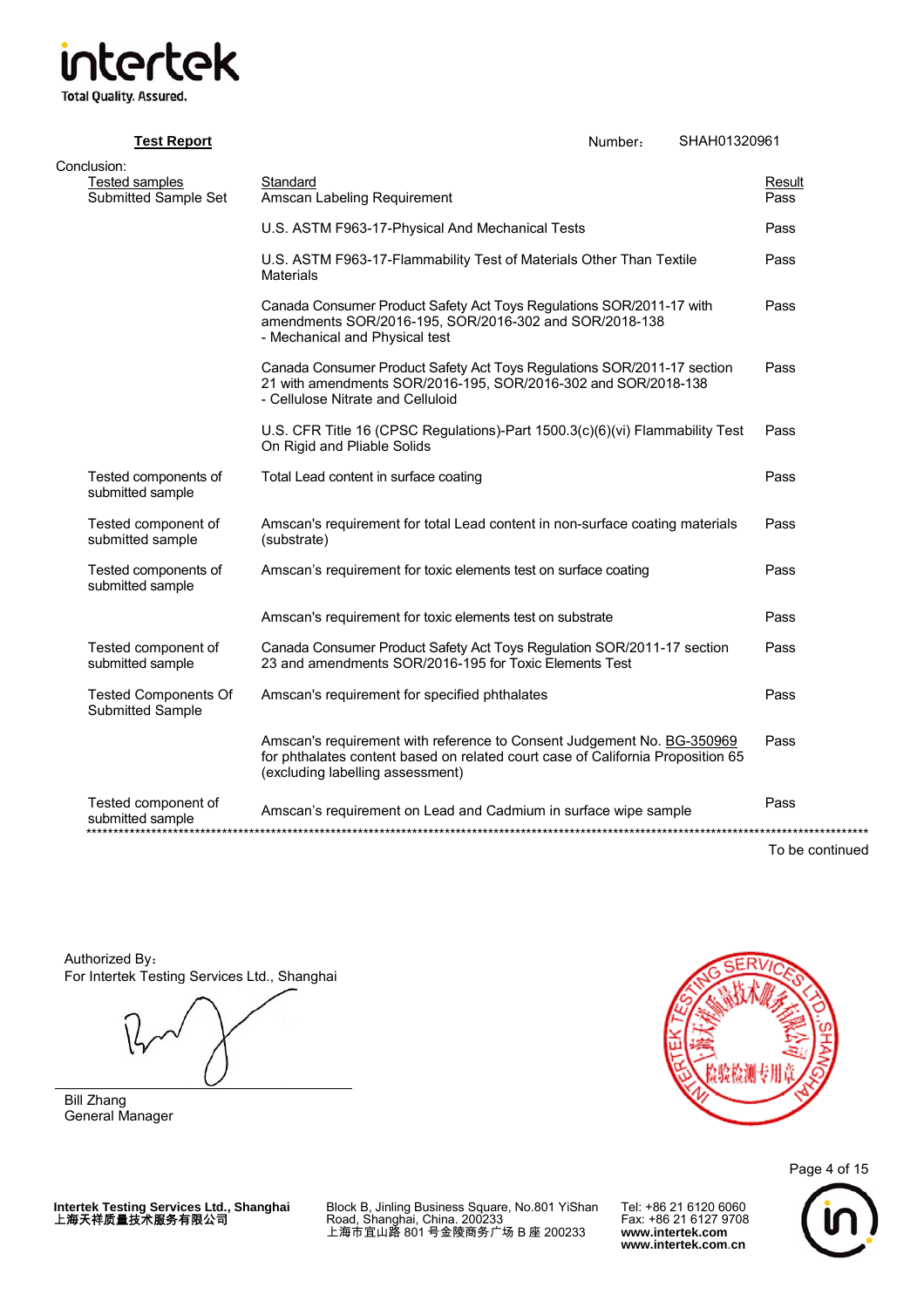intertek
Total Quality. Assured.

**Test Report** Number： SHAH01320961

Conclusion:

| Tested samples | Standard | Result |
|---|---|---|
| Submitted Sample Set | Amscan Labeling Requirement | Pass |
| | U.S. ASTM F963-17-Physical And Mechanical Tests | Pass |
| | U.S. ASTM F963-17-Flammability Test of Materials Other Than Textile Materials | Pass |
| | Canada Consumer Product Safety Act Toys Regulations SOR/2011-17 with amendments SOR/2016-195, SOR/2016-302 and SOR/2018-138 - Mechanical and Physical test | Pass |
| | Canada Consumer Product Safety Act Toys Regulations SOR/2011-17 section 21 with amendments SOR/2016-195, SOR/2016-302 and SOR/2018-138 - Cellulose Nitrate and Celluloid | Pass |
| | U.S. CFR Title 16 (CPSC Regulations)-Part 1500.3(c)(6)(vi) Flammability Test On Rigid and Pliable Solids | Pass |
| Tested components of submitted sample | Total Lead content in surface coating | Pass |
| Tested component of submitted sample | Amscan's requirement for total Lead content in non-surface coating materials (substrate) | Pass |
| Tested components of submitted sample | Amscan's requirement for toxic elements test on surface coating | Pass |
| | Amscan's requirement for toxic elements test on substrate | Pass |
| Tested component of submitted sample | Canada Consumer Product Safety Act Toys Regulation SOR/2011-17 section 23 and amendments SOR/2016-195 for Toxic Elements Test | Pass |
| Tested Components Of Submitted Sample | Amscan's requirement for specified phthalates | Pass |
| | Amscan's requirement with reference to Consent Judgement No. BG-350969 for phthalates content based on related court case of California Proposition 65 (excluding labelling assessment) | Pass |
| Tested component of submitted sample | Amscan's requirement on Lead and Cadmium in surface wipe sample | Pass |

To be continued

Authorized By：
For Intertek Testing Services Ltd., Shanghai

Bill Zhang
General Manager

**Intertek Testing Services Ltd., Shanghai**
**上海天祥质量技术服务有限公司**

Block B, Jinling Business Square, No.801 YiShan Road, Shanghai, China. 200233
上海市宜山路 801 号金陵商务广场 B 座 200233

Tel: +86 21 6120 6060
Fax: +86 21 6127 9708
**www.intertek.com**
**www.intertek.com.cn**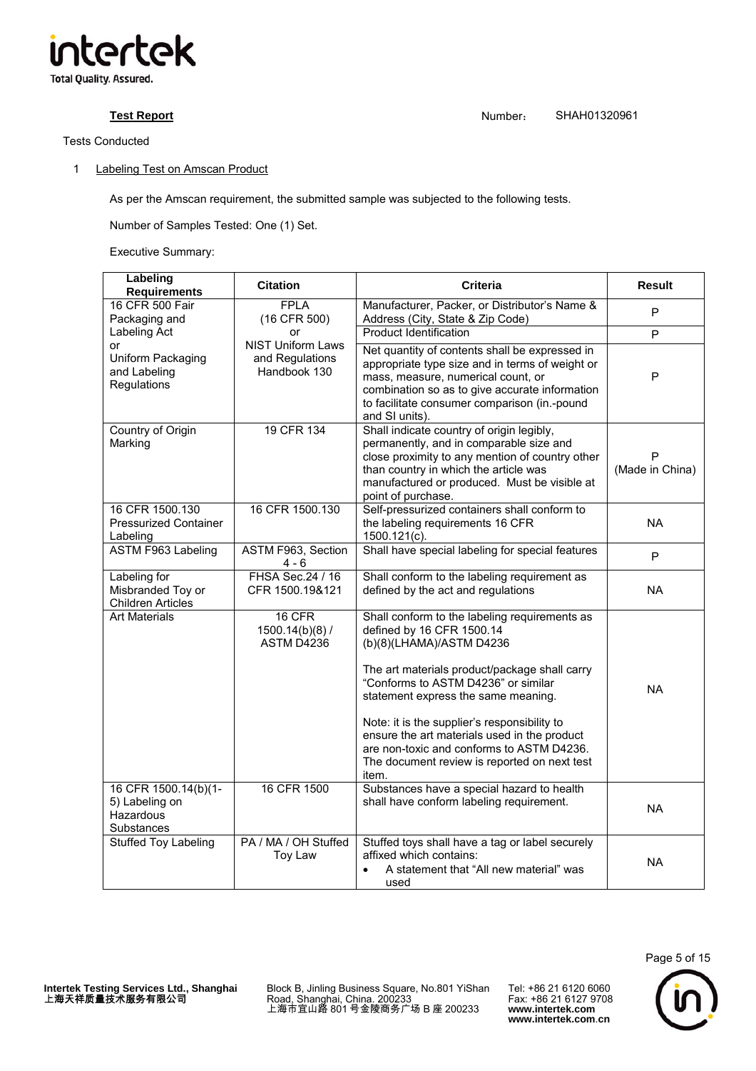**Test Report** Number： SHAH01320961

Tests Conducted

1 Labeling Test on Amscan Product

As per the Amscan requirement, the submitted sample was subjected to the following tests.

Number of Samples Tested: One (1) Set.

Executive Summary:

| Labeling Requirements | Citation | Criteria | Result |
|---|---|---|---|
| 16 CFR 500 Fair Packaging and Labeling Act or Uniform Packaging and Labeling Regulations | FPLA (16 CFR 500) or NIST Uniform Laws and Regulations Handbook 130 | Manufacturer, Packer, or Distributor's Name & Address (City, State & Zip Code) | P |
| | | Product Identification | P |
| | | Net quantity of contents shall be expressed in appropriate type size and in terms of weight or mass, measure, numerical count, or combination so as to give accurate information to facilitate consumer comparison (in.-pound and SI units). | P |
| Country of Origin Marking | 19 CFR 134 | Shall indicate country of origin legibly, permanently, and in comparable size and close proximity to any mention of country other than country in which the article was manufactured or produced. Must be visible at point of purchase. | P (Made in China) |
| 16 CFR 1500.130 Pressurized Container Labeling | 16 CFR 1500.130 | Self-pressurized containers shall conform to the labeling requirements 16 CFR 1500.121(c). | NA |
| ASTM F963 Labeling | ASTM F963, Section 4 - 6 | Shall have special labeling for special features | P |
| Labeling for Misbranded Toy or Children Articles | FHSA Sec.24 / 16 CFR 1500.19&121 | Shall conform to the labeling requirement as defined by the act and regulations | NA |
| Art Materials | 16 CFR 1500.14(b)(8) / ASTM D4236 | Shall conform to the labeling requirements as defined by 16 CFR 1500.14 (b)(8)(LHAMA)/ASTM D4236<br><br>The art materials product/package shall carry "Conforms to ASTM D4236" or similar statement express the same meaning.<br><br>Note: it is the supplier's responsibility to ensure the art materials used in the product are non-toxic and conforms to ASTM D4236. The document review is reported on next test item. | NA |
| 16 CFR 1500.14(b)(1-5) Labeling on Hazardous Substances | 16 CFR 1500 | Substances have a special hazard to health shall have conform labeling requirement. | NA |
| Stuffed Toy Labeling | PA / MA / OH Stuffed Toy Law | Stuffed toys shall have a tag or label securely affixed which contains:<br>• A statement that "All new material" was used | NA |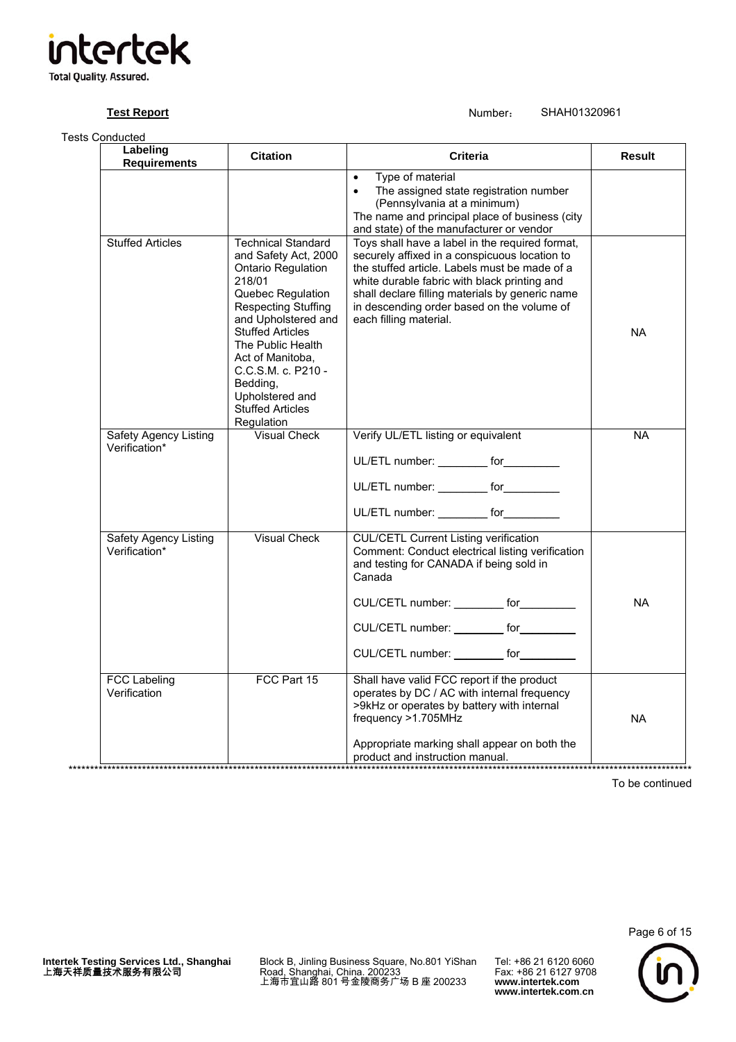**Test Report** Number： SHAH01320961

Tests Conducted

| Labeling Requirements | Citation | Criteria | Result |
|---|---|---|---|
| | | • Type of material<br>• The assigned state registration number (Pennsylvania at a minimum)<br>The name and principal place of business (city and state) of the manufacturer or vendor | |
| Stuffed Articles | Technical Standard and Safety Act, 2000 Ontario Regulation 218/01 Quebec Regulation Respecting Stuffing and Upholstered and Stuffed Articles The Public Health Act of Manitoba, C.C.S.M. c. P210 - Bedding, Upholstered and Stuffed Articles Regulation | Toys shall have a label in the required format, securely affixed in a conspicuous location to the stuffed article. Labels must be made of a white durable fabric with black printing and shall declare filling materials by generic name in descending order based on the volume of each filling material. | NA |
| Safety Agency Listing Verification* | Visual Check | Verify UL/ETL listing or equivalent<br>UL/ETL number: ________ for_________<br>UL/ETL number: ________ for_________<br>UL/ETL number: ________ for_________ | NA |
| Safety Agency Listing Verification* | Visual Check | CUL/CETL Current Listing verification<br>Comment: Conduct electrical listing verification and testing for CANADA if being sold in Canada<br>CUL/CETL number: ________ for_________<br>CUL/CETL number: ________ for_________<br>CUL/CETL number: ________ for_________ | NA |
| FCC Labeling Verification | FCC Part 15 | Shall have valid FCC report if the product operates by DC / AC with internal frequency >9kHz or operates by battery with internal frequency >1.705MHz<br>Appropriate marking shall appear on both the product and instruction manual. | NA |

To be continued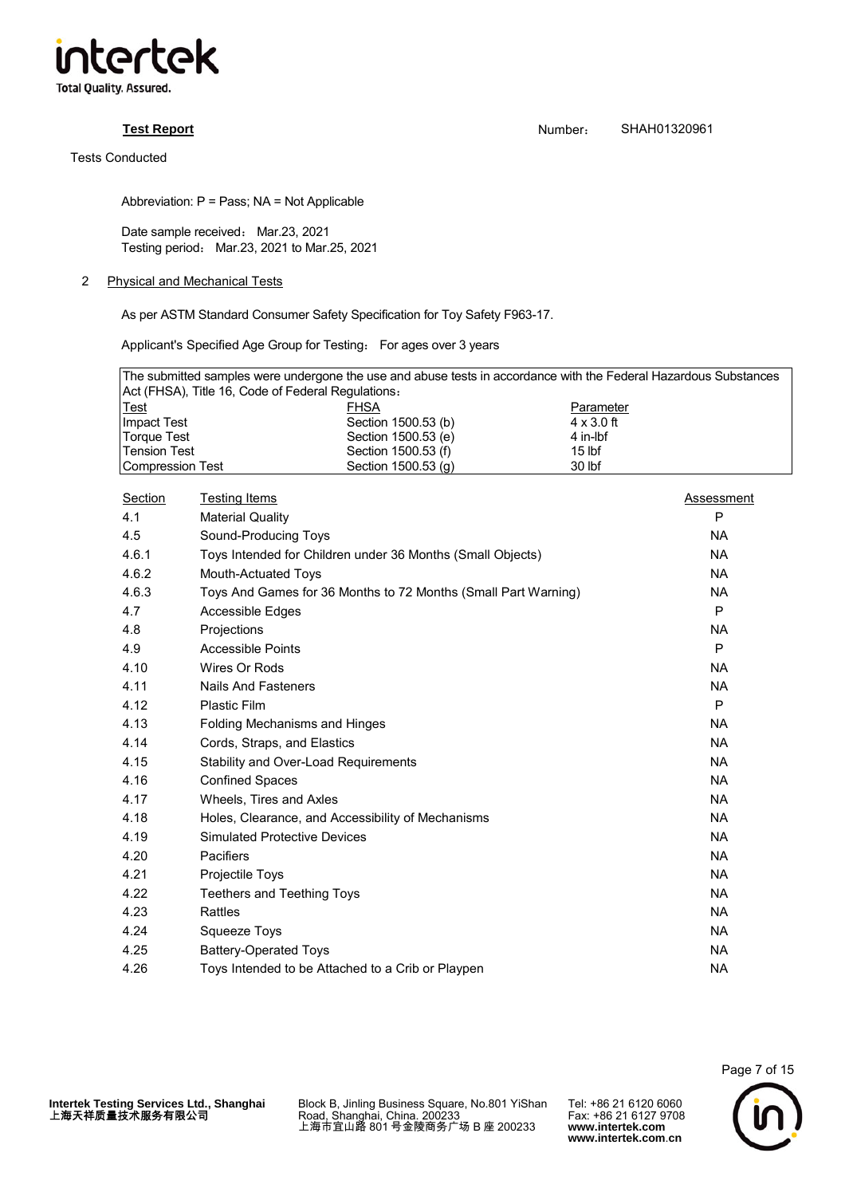**Test Report** Number: SHAH01320961

Tests Conducted

Abbreviation: P = Pass; NA = Not Applicable

Date sample received: Mar.23, 2021
Testing period: Mar.23, 2021 to Mar.25, 2021

## 2 Physical and Mechanical Tests

As per ASTM Standard Consumer Safety Specification for Toy Safety F963-17.

Applicant's Specified Age Group for Testing: For ages over 3 years

The submitted samples were undergone the use and abuse tests in accordance with the Federal Hazardous Substances Act (FHSA), Title 16, Code of Federal Regulations:

| Test | FHSA | Parameter |
|---|---|---|
| Impact Test | Section 1500.53 (b) | 4 x 3.0 ft |
| Torque Test | Section 1500.53 (e) | 4 in-lbf |
| Tension Test | Section 1500.53 (f) | 15 lbf |
| Compression Test | Section 1500.53 (g) | 30 lbf |

| Section | Testing Items | Assessment |
|---|---|---|
| 4.1 | Material Quality | P |
| 4.5 | Sound-Producing Toys | NA |
| 4.6.1 | Toys Intended for Children under 36 Months (Small Objects) | NA |
| 4.6.2 | Mouth-Actuated Toys | NA |
| 4.6.3 | Toys And Games for 36 Months to 72 Months (Small Part Warning) | NA |
| 4.7 | Accessible Edges | P |
| 4.8 | Projections | NA |
| 4.9 | Accessible Points | P |
| 4.10 | Wires Or Rods | NA |
| 4.11 | Nails And Fasteners | NA |
| 4.12 | Plastic Film | P |
| 4.13 | Folding Mechanisms and Hinges | NA |
| 4.14 | Cords, Straps, and Elastics | NA |
| 4.15 | Stability and Over-Load Requirements | NA |
| 4.16 | Confined Spaces | NA |
| 4.17 | Wheels, Tires and Axles | NA |
| 4.18 | Holes, Clearance, and Accessibility of Mechanisms | NA |
| 4.19 | Simulated Protective Devices | NA |
| 4.20 | Pacifiers | NA |
| 4.21 | Projectile Toys | NA |
| 4.22 | Teethers and Teething Toys | NA |
| 4.23 | Rattles | NA |
| 4.24 | Squeeze Toys | NA |
| 4.25 | Battery-Operated Toys | NA |
| 4.26 | Toys Intended to be Attached to a Crib or Playpen | NA |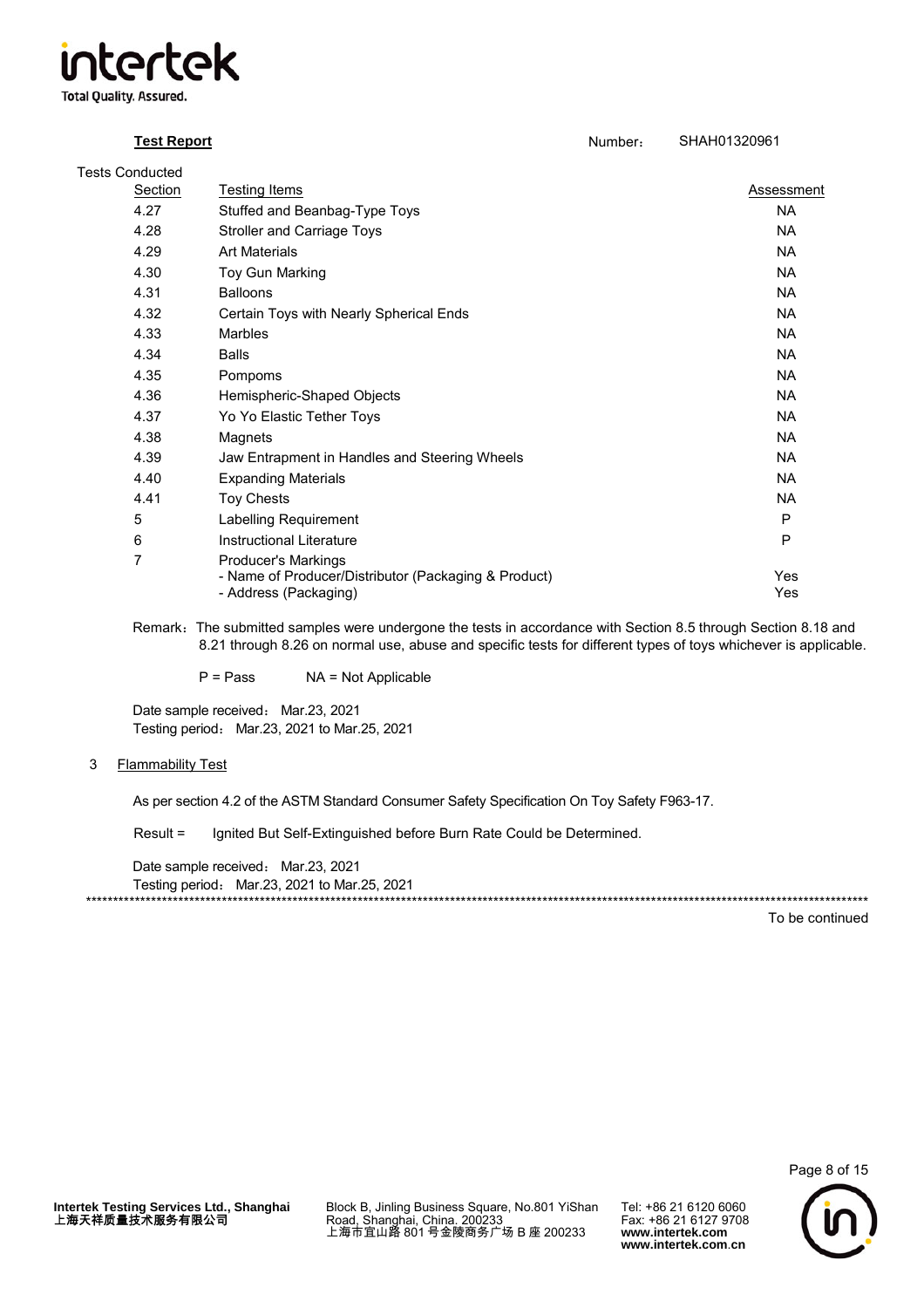**Test Report** Number： SHAH01320961

Tests Conducted

| Section | Testing Items | Assessment |
|---|---|---|
| 4.27 | Stuffed and Beanbag-Type Toys | NA |
| 4.28 | Stroller and Carriage Toys | NA |
| 4.29 | Art Materials | NA |
| 4.30 | Toy Gun Marking | NA |
| 4.31 | Balloons | NA |
| 4.32 | Certain Toys with Nearly Spherical Ends | NA |
| 4.33 | Marbles | NA |
| 4.34 | Balls | NA |
| 4.35 | Pompoms | NA |
| 4.36 | Hemispheric-Shaped Objects | NA |
| 4.37 | Yo Yo Elastic Tether Toys | NA |
| 4.38 | Magnets | NA |
| 4.39 | Jaw Entrapment in Handles and Steering Wheels | NA |
| 4.40 | Expanding Materials | NA |
| 4.41 | Toy Chests | NA |
| 5 | Labelling Requirement | P |
| 6 | Instructional Literature | P |
| 7 | Producer's Markings<br>- Name of Producer/Distributor (Packaging & Product)<br>- Address (Packaging) | <br>Yes<br>Yes |

Remark：The submitted samples were undergone the tests in accordance with Section 8.5 through Section 8.18 and 8.21 through 8.26 on normal use, abuse and specific tests for different types of toys whichever is applicable.

P = Pass    NA = Not Applicable

Date sample received： Mar.23, 2021
Testing period： Mar.23, 2021 to Mar.25, 2021

3 Flammability Test

As per section 4.2 of the ASTM Standard Consumer Safety Specification On Toy Safety F963-17.

Result = Ignited But Self-Extinguished before Burn Rate Could be Determined.

Date sample received： Mar.23, 2021
Testing period： Mar.23, 2021 to Mar.25, 2021

To be continued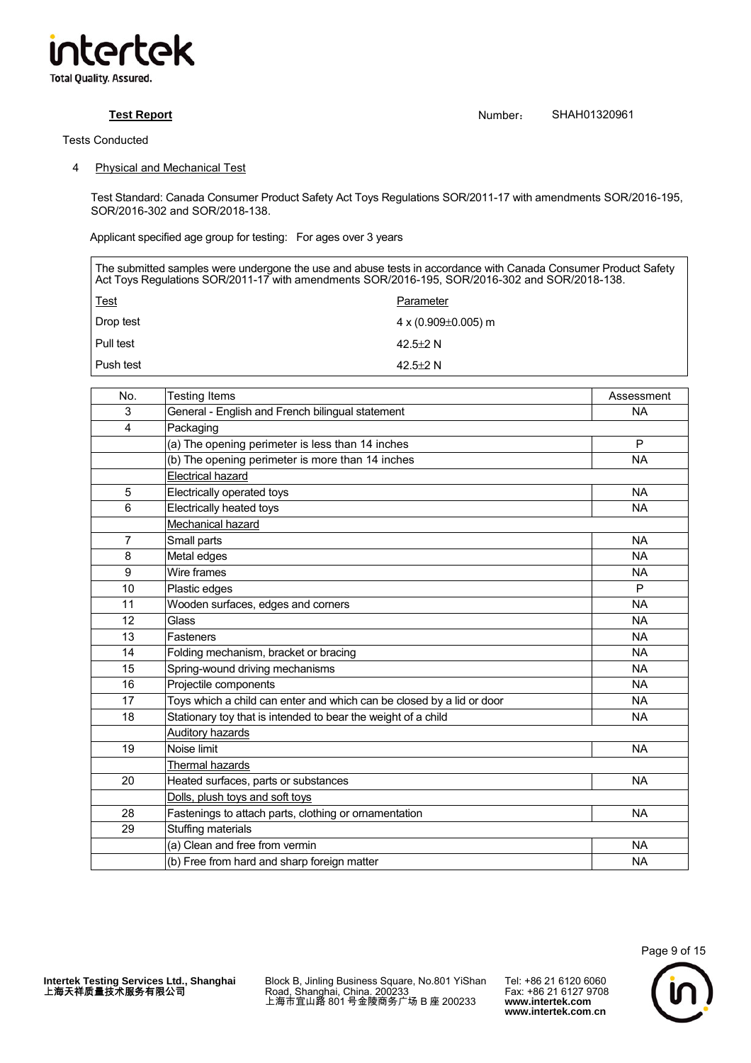**Test Report** Number: SHAH01320961

Tests Conducted

4 Physical and Mechanical Test

Test Standard: Canada Consumer Product Safety Act Toys Regulations SOR/2011-17 with amendments SOR/2016-195, SOR/2016-302 and SOR/2018-138.

Applicant specified age group for testing: For ages over 3 years

The submitted samples were undergone the use and abuse tests in accordance with Canada Consumer Product Safety Act Toys Regulations SOR/2011-17 with amendments SOR/2016-195, SOR/2016-302 and SOR/2018-138.

| Test | Parameter |
|---|---|
| Drop test | 4 x (0.909±0.005) m |
| Pull test | 42.5±2 N |
| Push test | 42.5±2 N |

| No. | Testing Items | Assessment |
|---|---|---|
| 3 | General - English and French bilingual statement | NA |
| 4 | Packaging | |
| | (a) The opening perimeter is less than 14 inches | P |
| | (b) The opening perimeter is more than 14 inches | NA |
| | Electrical hazard | |
| 5 | Electrically operated toys | NA |
| 6 | Electrically heated toys | NA |
| | Mechanical hazard | |
| 7 | Small parts | NA |
| 8 | Metal edges | NA |
| 9 | Wire frames | NA |
| 10 | Plastic edges | P |
| 11 | Wooden surfaces, edges and corners | NA |
| 12 | Glass | NA |
| 13 | Fasteners | NA |
| 14 | Folding mechanism, bracket or bracing | NA |
| 15 | Spring-wound driving mechanisms | NA |
| 16 | Projectile components | NA |
| 17 | Toys which a child can enter and which can be closed by a lid or door | NA |
| 18 | Stationary toy that is intended to bear the weight of a child | NA |
| | Auditory hazards | |
| 19 | Noise limit | NA |
| | Thermal hazards | |
| 20 | Heated surfaces, parts or substances | NA |
| | Dolls, plush toys and soft toys | |
| 28 | Fastenings to attach parts, clothing or ornamentation | NA |
| 29 | Stuffing materials | |
| | (a) Clean and free from vermin | NA |
| | (b) Free from hard and sharp foreign matter | NA |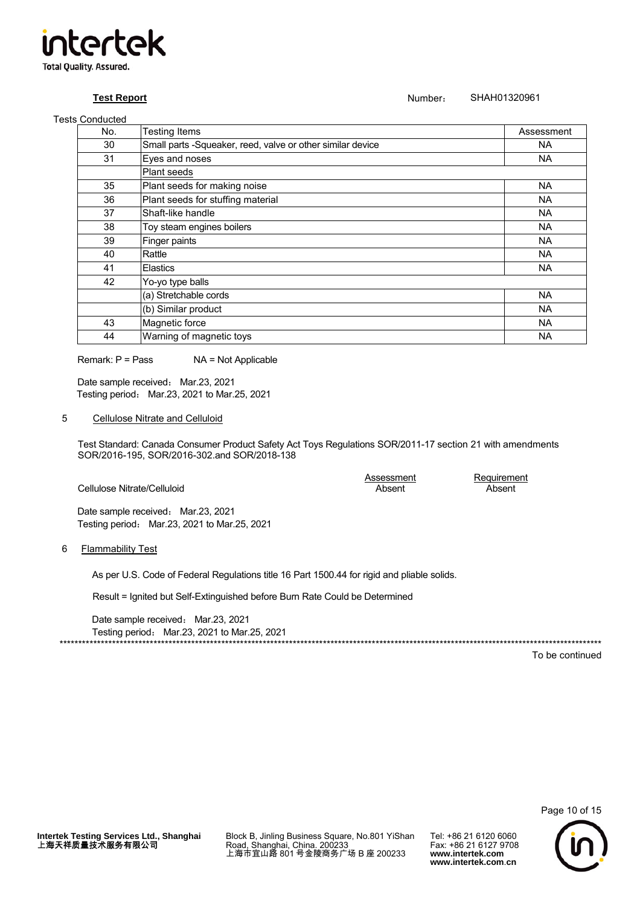**Test Report** Number： SHAH01320961

Tests Conducted

| No. | Testing Items | Assessment |
|---|---|---|
| 30 | Small parts -Squeaker, reed, valve or other similar device | NA |
| 31 | Eyes and noses | NA |
| | Plant seeds | |
| 35 | Plant seeds for making noise | NA |
| 36 | Plant seeds for stuffing material | NA |
| 37 | Shaft-like handle | NA |
| 38 | Toy steam engines boilers | NA |
| 39 | Finger paints | NA |
| 40 | Rattle | NA |
| 41 | Elastics | NA |
| 42 | Yo-yo type balls | |
| | (a) Stretchable cords | NA |
| | (b) Similar product | NA |
| 43 | Magnetic force | NA |
| 44 | Warning of magnetic toys | NA |

Remark: P = Pass NA = Not Applicable

Date sample received： Mar.23, 2021
Testing period： Mar.23, 2021 to Mar.25, 2021

5 Cellulose Nitrate and Celluloid

Test Standard: Canada Consumer Product Safety Act Toys Regulations SOR/2011-17 section 21 with amendments SOR/2016-195, SOR/2016-302.and SOR/2018-138

| | Assessment | Requirement |
|---|---|---|
| Cellulose Nitrate/Celluloid | Absent | Absent |

Date sample received： Mar.23, 2021
Testing period： Mar.23, 2021 to Mar.25, 2021

6 Flammability Test

As per U.S. Code of Federal Regulations title 16 Part 1500.44 for rigid and pliable solids.

Result = Ignited but Self-Extinguished before Burn Rate Could be Determined

Date sample received： Mar.23, 2021
Testing period： Mar.23, 2021 to Mar.25, 2021

To be continued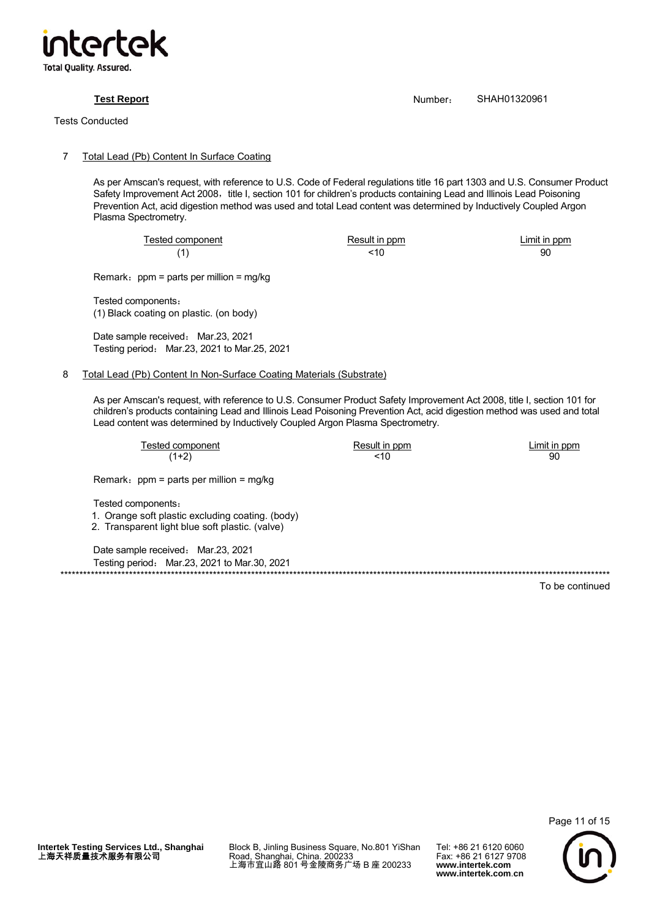**Test Report** Number： SHAH01320961

Tests Conducted

7 Total Lead (Pb) Content In Surface Coating

As per Amscan's request, with reference to U.S. Code of Federal regulations title 16 part 1303 and U.S. Consumer Product Safety Improvement Act 2008，title I, section 101 for children's products containing Lead and Illinois Lead Poisoning Prevention Act, acid digestion method was used and total Lead content was determined by Inductively Coupled Argon Plasma Spectrometry.

| Tested component | Result in ppm | Limit in ppm |
|---|---|---|
| (1) | <10 | 90 |

Remark：ppm = parts per million = mg/kg

Tested components：
(1) Black coating on plastic. (on body)

Date sample received： Mar.23, 2021
Testing period： Mar.23, 2021 to Mar.25, 2021

8 Total Lead (Pb) Content In Non-Surface Coating Materials (Substrate)

As per Amscan's request, with reference to U.S. Consumer Product Safety Improvement Act 2008, title I, section 101 for children's products containing Lead and Illinois Lead Poisoning Prevention Act, acid digestion method was used and total Lead content was determined by Inductively Coupled Argon Plasma Spectrometry.

| Tested component | Result in ppm | Limit in ppm |
|---|---|---|
| (1+2) | <10 | 90 |

Remark：ppm = parts per million = mg/kg

Tested components：
1. Orange soft plastic excluding coating. (body)
2. Transparent light blue soft plastic. (valve)

Date sample received： Mar.23, 2021
Testing period： Mar.23, 2021 to Mar.30, 2021

To be continued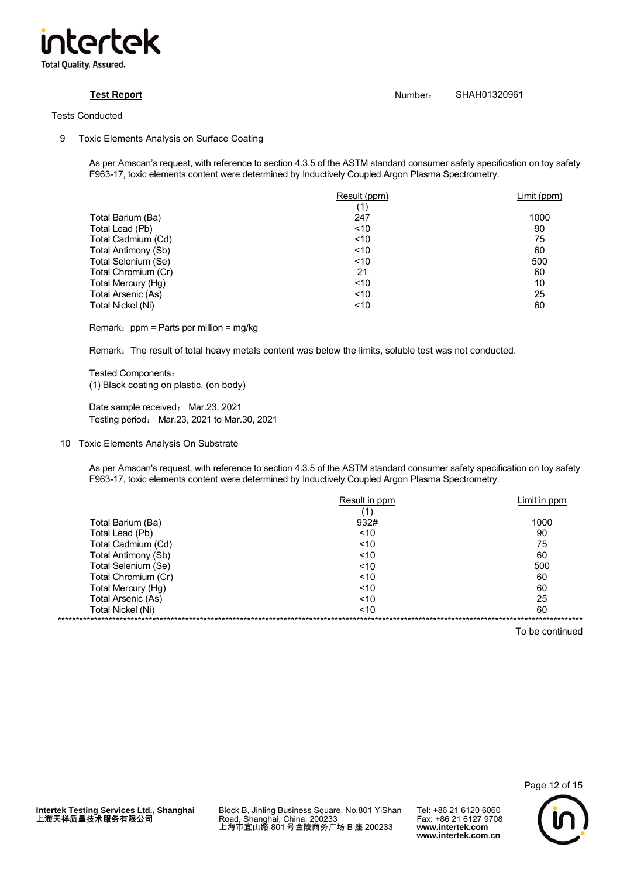**Test Report** Number： SHAH01320961

Tests Conducted

9 Toxic Elements Analysis on Surface Coating

As per Amscan's request, with reference to section 4.3.5 of the ASTM standard consumer safety specification on toy safety F963-17, toxic elements content were determined by Inductively Coupled Argon Plasma Spectrometry.

| | Result (ppm) | Limit (ppm) |
|---|---|---|
| | (1) | |
| Total Barium (Ba) | 247 | 1000 |
| Total Lead (Pb) | <10 | 90 |
| Total Cadmium (Cd) | <10 | 75 |
| Total Antimony (Sb) | <10 | 60 |
| Total Selenium (Se) | <10 | 500 |
| Total Chromium (Cr) | 21 | 60 |
| Total Mercury (Hg) | <10 | 10 |
| Total Arsenic (As) | <10 | 25 |
| Total Nickel (Ni) | <10 | 60 |

Remark：ppm = Parts per million = mg/kg

Remark：The result of total heavy metals content was below the limits, soluble test was not conducted.

Tested Components：
(1) Black coating on plastic. (on body)

Date sample received： Mar.23, 2021
Testing period： Mar.23, 2021 to Mar.30, 2021

10 Toxic Elements Analysis On Substrate

As per Amscan's request, with reference to section 4.3.5 of the ASTM standard consumer safety specification on toy safety F963-17, toxic elements content were determined by Inductively Coupled Argon Plasma Spectrometry.

| | Result in ppm | Limit in ppm |
|---|---|---|
| | (1) | |
| Total Barium (Ba) | 932# | 1000 |
| Total Lead (Pb) | <10 | 90 |
| Total Cadmium (Cd) | <10 | 75 |
| Total Antimony (Sb) | <10 | 60 |
| Total Selenium (Se) | <10 | 500 |
| Total Chromium (Cr) | <10 | 60 |
| Total Mercury (Hg) | <10 | 60 |
| Total Arsenic (As) | <10 | 25 |
| Total Nickel (Ni) | <10 | 60 |

To be continued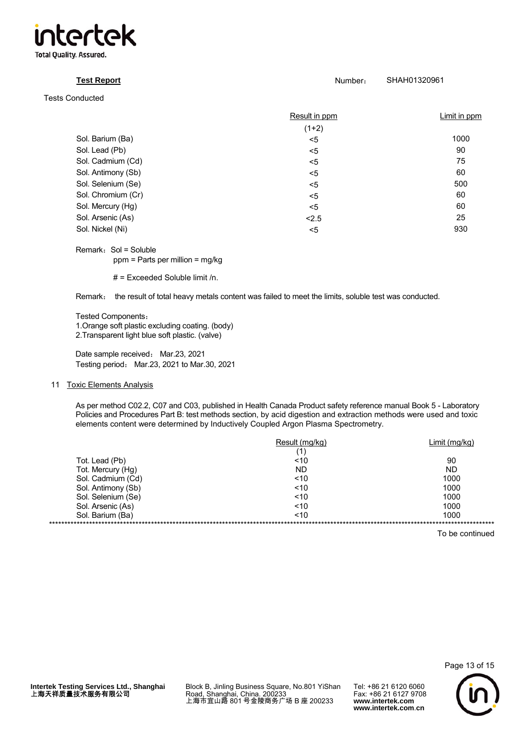**Test Report** Number： SHAH01320961

Tests Conducted

| | Result in ppm | Limit in ppm |
|---|---|---|
| | (1+2) | |
| Sol. Barium (Ba) | <5 | 1000 |
| Sol. Lead (Pb) | <5 | 90 |
| Sol. Cadmium (Cd) | <5 | 75 |
| Sol. Antimony (Sb) | <5 | 60 |
| Sol. Selenium (Se) | <5 | 500 |
| Sol. Chromium (Cr) | <5 | 60 |
| Sol. Mercury (Hg) | <5 | 60 |
| Sol. Arsenic (As) | <2.5 | 25 |
| Sol. Nickel (Ni) | <5 | 930 |

Remark：Sol = Soluble
ppm = Parts per million = mg/kg

# = Exceeded Soluble limit /n.

Remark： the result of total heavy metals content was failed to meet the limits, soluble test was conducted.

Tested Components：
1.Orange soft plastic excluding coating. (body)
2.Transparent light blue soft plastic. (valve)

Date sample received： Mar.23, 2021
Testing period： Mar.23, 2021 to Mar.30, 2021

## 11 Toxic Elements Analysis

As per method C02.2, C07 and C03, published in Health Canada Product safety reference manual Book 5 - Laboratory Policies and Procedures Part B: test methods section, by acid digestion and extraction methods were used and toxic elements content were determined by Inductively Coupled Argon Plasma Spectrometry.

| | Result (mg/kg) | Limit (mg/kg) |
|---|---|---|
| | (1) | |
| Tot. Lead (Pb) | <10 | 90 |
| Tot. Mercury (Hg) | ND | ND |
| Sol. Cadmium (Cd) | <10 | 1000 |
| Sol. Antimony (Sb) | <10 | 1000 |
| Sol. Selenium (Se) | <10 | 1000 |
| Sol. Arsenic (As) | <10 | 1000 |
| Sol. Barium (Ba) | <10 | 1000 |

To be continued

Intertek Testing Services Ltd., Shanghai
上海天祥质量技术服务有限公司

Block B, Jinling Business Square, No.801 YiShan Road, Shanghai, China. 200233
上海市宜山路 801 号金陵商务广场 B 座 200233

Tel: +86 21 6120 6060
Fax: +86 21 6127 9708
www.intertek.com
www.intertek.com.cn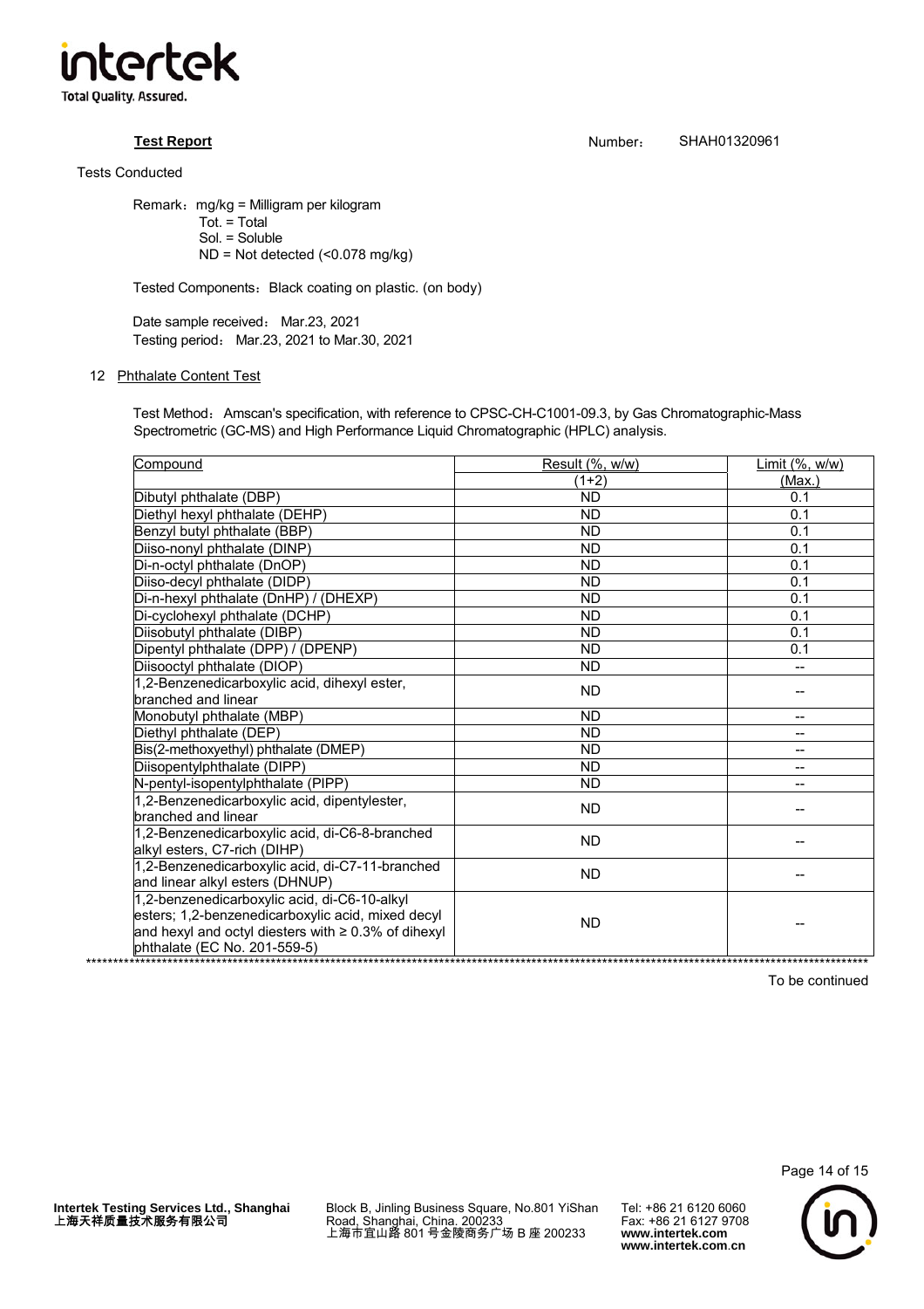**Test Report** Number： SHAH01320961

Tests Conducted

Remark：mg/kg = Milligram per kilogram
Tot. = Total
Sol. = Soluble
ND = Not detected (<0.078 mg/kg)

Tested Components：Black coating on plastic. (on body)

Date sample received： Mar.23, 2021
Testing period： Mar.23, 2021 to Mar.30, 2021

12 Phthalate Content Test

Test Method：Amscan's specification, with reference to CPSC-CH-C1001-09.3, by Gas Chromatographic-Mass Spectrometric (GC-MS) and High Performance Liquid Chromatographic (HPLC) analysis.

| Compound | Result (%, w/w) (1+2) | Limit (%, w/w) (Max.) |
|---|---|---|
| Dibutyl phthalate (DBP) | ND | 0.1 |
| Diethyl hexyl phthalate (DEHP) | ND | 0.1 |
| Benzyl butyl phthalate (BBP) | ND | 0.1 |
| Diiso-nonyl phthalate (DINP) | ND | 0.1 |
| Di-n-octyl phthalate (DnOP) | ND | 0.1 |
| Diiso-decyl phthalate (DIDP) | ND | 0.1 |
| Di-n-hexyl phthalate (DnHP) / (DHEXP) | ND | 0.1 |
| Di-cyclohexyl phthalate (DCHP) | ND | 0.1 |
| Diisobutyl phthalate (DIBP) | ND | 0.1 |
| Dipentyl phthalate (DPP) / (DPENP) | ND | 0.1 |
| Diisooctyl phthalate (DIOP) | ND | -- |
| 1,2-Benzenedicarboxylic acid, dihexyl ester, branched and linear | ND | -- |
| Monobutyl phthalate (MBP) | ND | -- |
| Diethyl phthalate (DEP) | ND | -- |
| Bis(2-methoxyethyl) phthalate (DMEP) | ND | -- |
| Diisopentylphthalate (DIPP) | ND | -- |
| N-pentyl-isopentylphthalate (PIPP) | ND | -- |
| 1,2-Benzenedicarboxylic acid, dipentylester, branched and linear | ND | -- |
| 1,2-Benzenedicarboxylic acid, di-C6-8-branched alkyl esters, C7-rich (DIHP) | ND | -- |
| 1,2-Benzenedicarboxylic acid, di-C7-11-branched and linear alkyl esters (DHNUP) | ND | -- |
| 1,2-benzenedicarboxylic acid, di-C6-10-alkyl esters; 1,2-benzenedicarboxylic acid, mixed decyl and hexyl and octyl diesters with ≥ 0.3% of dihexyl phthalate (EC No. 201-559-5) | ND | -- |

To be continued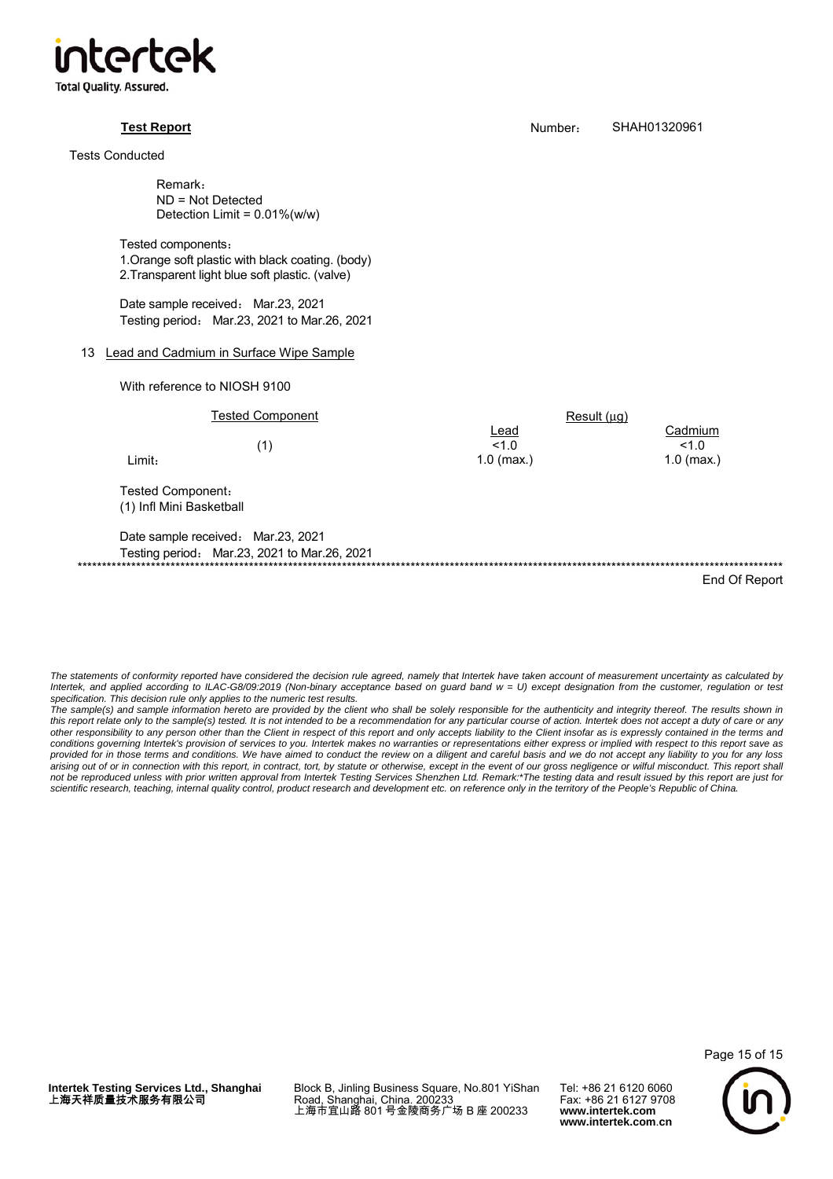**Test Report** Number: SHAH01320961

Tests Conducted

Remark:
ND = Not Detected
Detection Limit = 0.01%(w/w)

Tested components:
1.Orange soft plastic with black coating. (body)
2.Transparent light blue soft plastic. (valve)

Date sample received: Mar.23, 2021
Testing period: Mar.23, 2021 to Mar.26, 2021

13 Lead and Cadmium in Surface Wipe Sample

With reference to NIOSH 9100

| Tested Component | Result (μg) | |
|---|---|---|
| | Lead | Cadmium |
| (1) | <1.0 | <1.0 |
| Limit: | 1.0 (max.) | 1.0 (max.) |

Tested Component:
(1) Infl Mini Basketball

Date sample received: Mar.23, 2021
Testing period: Mar.23, 2021 to Mar.26, 2021

End Of Report

*The statements of conformity reported have considered the decision rule agreed, namely that Intertek have taken account of measurement uncertainty as calculated by Intertek, and applied according to ILAC-G8/09:2019 (Non-binary acceptance based on guard band w = U) except designation from the customer, regulation or test specification. This decision rule only applies to the numeric test results.*
*The sample(s) and sample information hereto are provided by the client who shall be solely responsible for the authenticity and integrity thereof. The results shown in this report relate only to the sample(s) tested. It is not intended to be a recommendation for any particular course of action. Intertek does not accept a duty of care or any other responsibility to any person other than the Client in respect of this report and only accepts liability to the Client insofar as is expressly contained in the terms and conditions governing Intertek's provision of services to you. Intertek makes no warranties or representations either express or implied with respect to this report save as provided for in those terms and conditions. We have aimed to conduct the review on a diligent and careful basis and we do not accept any liability to you for any loss arising out of or in connection with this report, in contract, tort, by statute or otherwise, except in the event of our gross negligence or wilful misconduct. This report shall not be reproduced unless with prior written approval from Intertek Testing Services Shenzhen Ltd. Remark:*The testing data and result issued by this report are just for scientific research, teaching, internal quality control, product research and development etc. on reference only in the territory of the People's Republic of China.*

**Intertek Testing Services Ltd., Shanghai**
**上海天祥质量技术服务有限公司**

Block B, Jinling Business Square, No.801 YiShan Road, Shanghai, China. 200233
上海市宜山路 801 号金陵商务广场 B 座 200233

Tel: +86 21 6120 6060
Fax: +86 21 6127 9708
**www.intertek.com**
**www.intertek.com.cn**